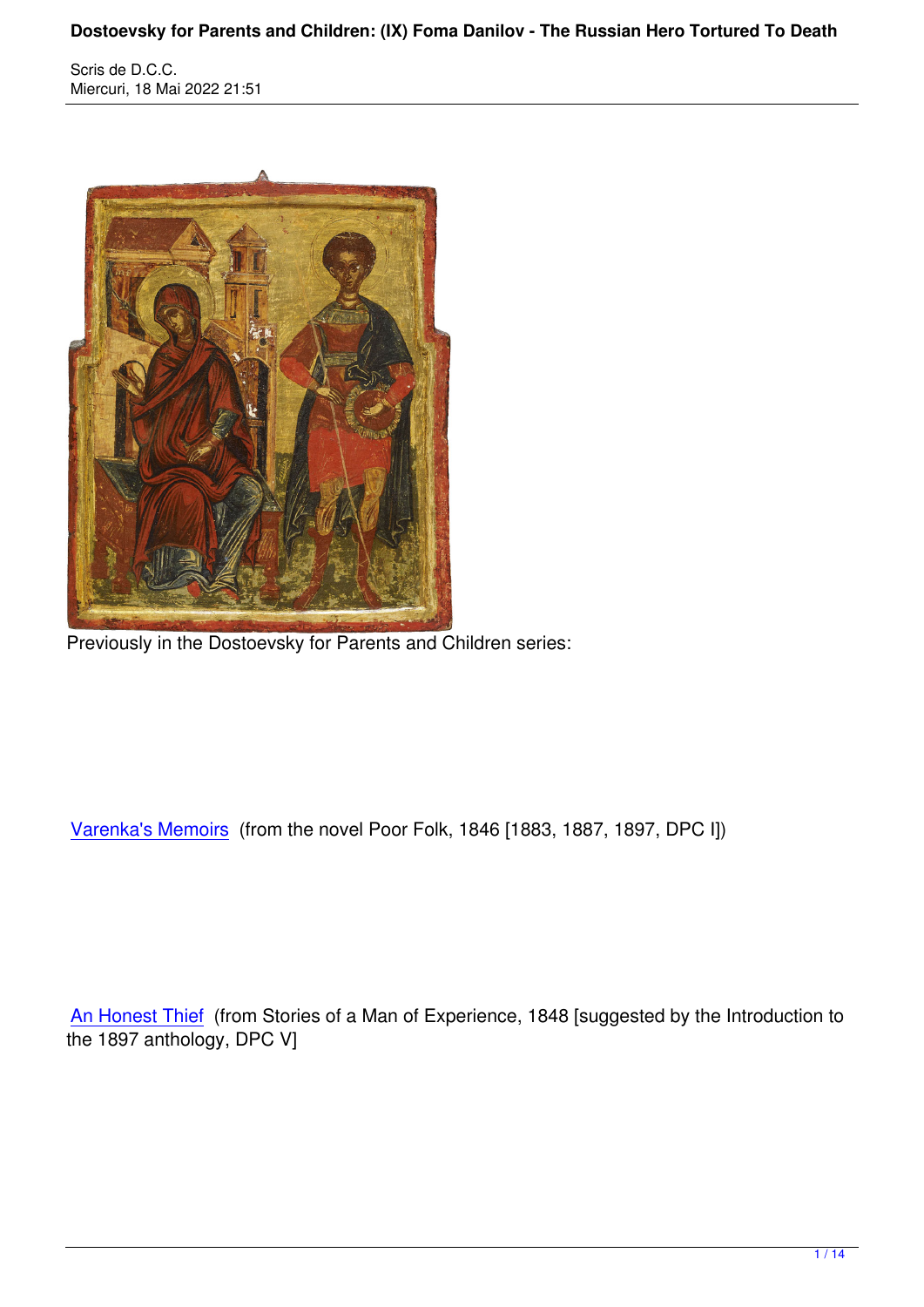Previously in the Dostoevsky for Parents and Children series:

Varenka's Memoirs (from the novel Poor Folk, 1846 [1883, 1887, 1897, DPC I])

An Honest Thief (from Stories of a Man of Experience, 1848 [suggested by the Introduction to the 1897 anthology, DPC V]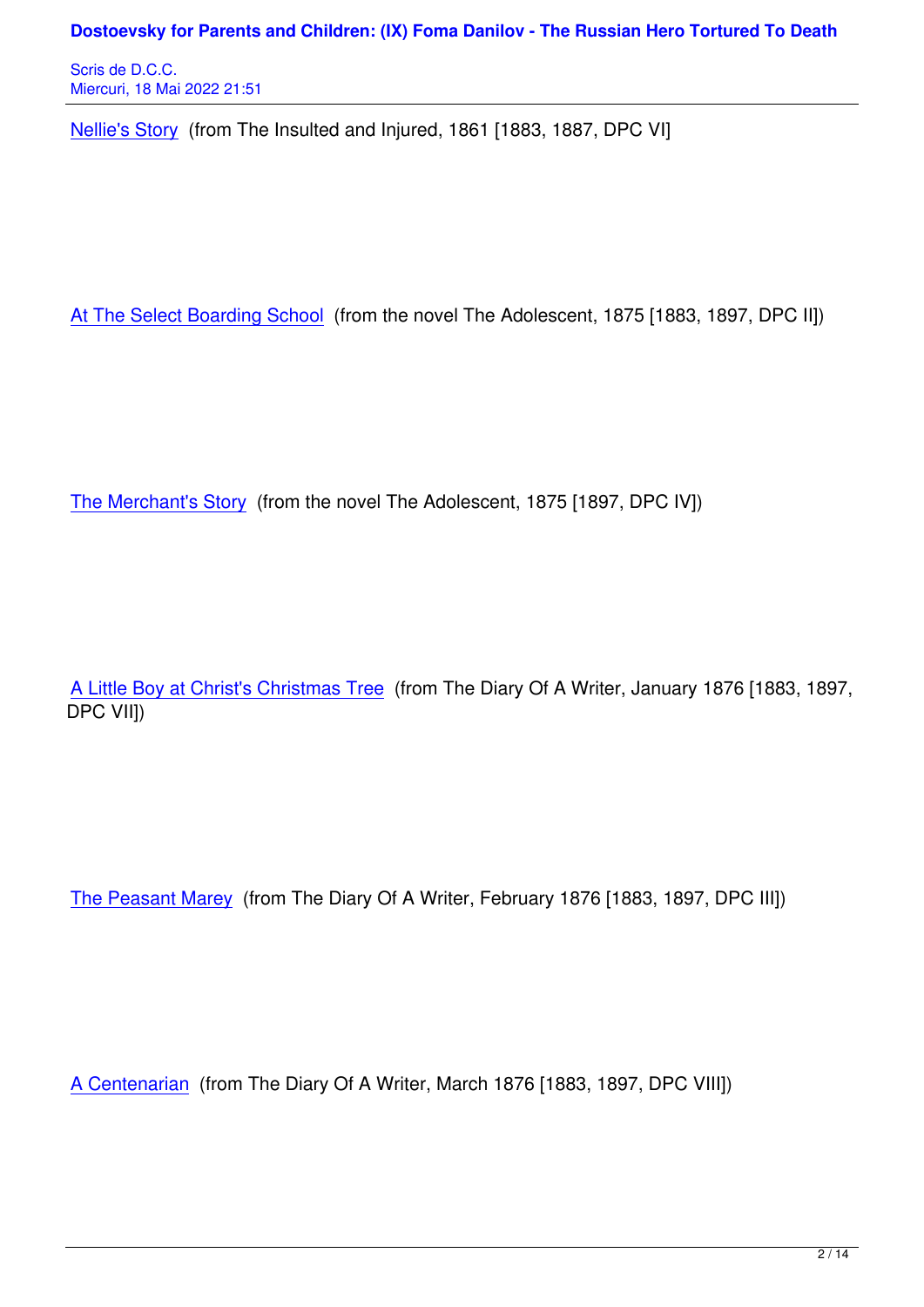Nellie's Story (from The Insulted and Injured, 1861 [1883, 1887, DPC VI]

At The Select Boarding School (from the novel The Adolescent, 1875 [1883, 1897, DPC II])

The Merchant's Story (from the novel The Adolescent, 1875 [1897, DPC IV])

A Little Boy at Christ's Christmas Tree (from The Diary Of A Writer, January 1876 [1883, 1897, DPC VII])

The Peasant Marey (from The Diary Of A Writer, February 1876 [1883, 1897, DPC III])

A Centenarian (from The Diary Of A Writer, March 1876 [1883, 1897, DPC VIII])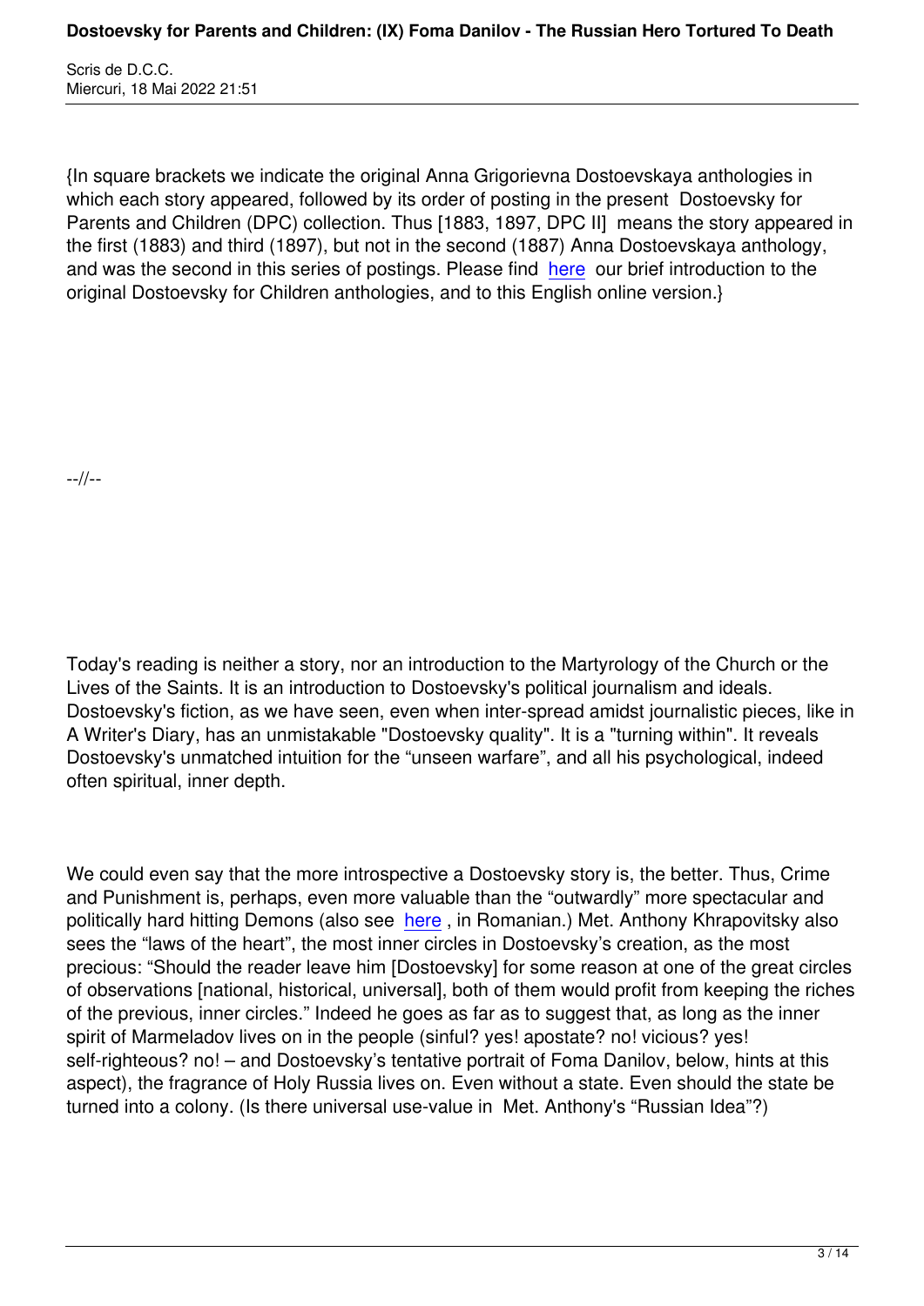{In square brackets we indicate the original Anna Grigorievna Dostoevskaya anthologies in which each story appeared, followed by its order of posting in the present Dostoevsky for Parents and Children (DPC) collection. Thus [1883, 1897, DPC II] means the story appeared in the first (1883) and third (1897), but not in the second (1887) Anna Dostoevskaya anthology, and was the second in this series of postings. Please find here our brief introduction to the original Dostoevsky for Children anthologies, and to this English online version.}

--//--

Today's reading is neither a story, nor an introduction to the Martyrology of the Church or the Lives of the Saints. It is an introduction to Dostoevsky's political journalism and ideals. Dostoevsky's fiction, as we have seen, even when inter-spread amidst journalistic pieces, like in A Writer's Diary, has an unmistakable "Dostoevsky quality". It is a "turning within". It reveals Dostoevsky's unmatched intuition for the "unseen warfare", and all his psychological, indeed often spiritual, inner depth.

We could even say that the more introspective a Dostoevsky story is, the better. Thus, Crime and Punishment is, perhaps, even more valuable than the "outwardly" more spectacular and politically hard hitting Demons (also see here, in Romanian.) Met. Anthony Khrapovitsky also sees the "laws of the heart", the most inner circles in Dostoevsky's creation, as the most precious: "Should the reader leave him [Dostoevsky] for some reason at one of the great circles of observations [national, historical, universal], both of them would profit from keeping the riches of the previous, inner circles." Indeed he goes as far as to suggest that, as long as the inner spirit of Marmeladov lives on in the people (sinful? yes! apostate? no! vicious? yes! self-righteous? no! – and Dostoevsky's tentative portrait of Foma Danilov, below, hints at this aspect), the fragrance of Holy Russia lives on. Even without a state. Even should the state be turned into a colony. (Is there universal use-value in Met. Anthony's "Russian Idea"?)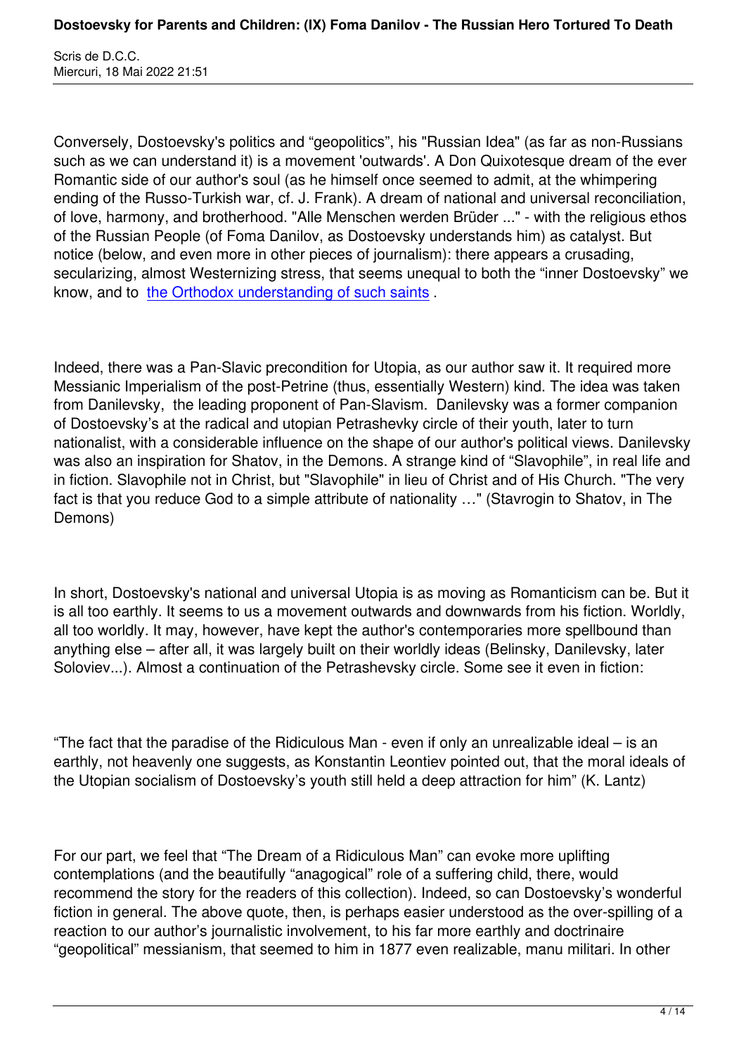Conversely, Dostoevsky's politics and “geopolitics”, his "Russian Idea" (as far as non-Russians such as we can understand it) is a movement 'outwards'. A Don Quixotesque dream of the ever Romantic side of our author's soul (as he himself once seemed to admit, at the whimpering ending of the Russo-Turkish war, cf. J. Frank). A dream of national and universal reconciliation, of love, harmony, and brotherhood. "Alle Menschen werden Brüder ..." - with the religious ethos of the Russian People (of Foma Danilov, as Dostoevsky understands him) as catalyst. But notice (below, and even more in other pieces of journalism): there appears a crusading, secularizing, almost Westernizing stress, that seems unequal to both the “inner Dostoevsky” we know, and to [the Orthodox understanding of such saints](#) .

Indeed, there was a Pan-Slavic precondition for Utopia, as our author saw it. It required more Messianic Imperialism of the post-Petrine (thus, essentially Western) kind. The idea was taken from Danilevsky, the leading proponent of Pan-Slavism. Danilevsky was a former companion of Dostoevsky’s at the radical and utopian Petrashevky circle of their youth, later to turn nationalist, with a considerable influence on the shape of our author's political views. Danilevsky was also an inspiration for Shatov, in the Demons. A strange kind of “Slavophile”, in real life and in fiction. Slavophile not in Christ, but "Slavophile" in lieu of Christ and of His Church. "The very fact is that you reduce God to a simple attribute of nationality …" (Stavrogin to Shatov, in The Demons)

In short, Dostoevsky's national and universal Utopia is as moving as Romanticism can be. But it is all too earthly. It seems to us a movement outwards and downwards from his fiction. Worldly, all too worldly. It may, however, have kept the author's contemporaries more spellbound than anything else – after all, it was largely built on their worldly ideas (Belinsky, Danilevsky, later Soloviev...). Almost a continuation of the Petrashevsky circle. Some see it even in fiction:

“The fact that the paradise of the Ridiculous Man - even if only an unrealizable ideal – is an earthly, not heavenly one suggests, as Konstantin Leontiev pointed out, that the moral ideals of the Utopian socialism of Dostoevsky’s youth still held a deep attraction for him” (K. Lantz)

For our part, we feel that “The Dream of a Ridiculous Man” can evoke more uplifting contemplations (and the beautifully “anagogical” role of a suffering child, there, would recommend the story for the readers of this collection). Indeed, so can Dostoevsky’s wonderful fiction in general. The above quote, then, is perhaps easier understood as the over-spilling of a reaction to our author’s journalistic involvement, to his far more earthly and doctrinaire “geopolitical” messianism, that seemed to him in 1877 even realizable, manu militari. In other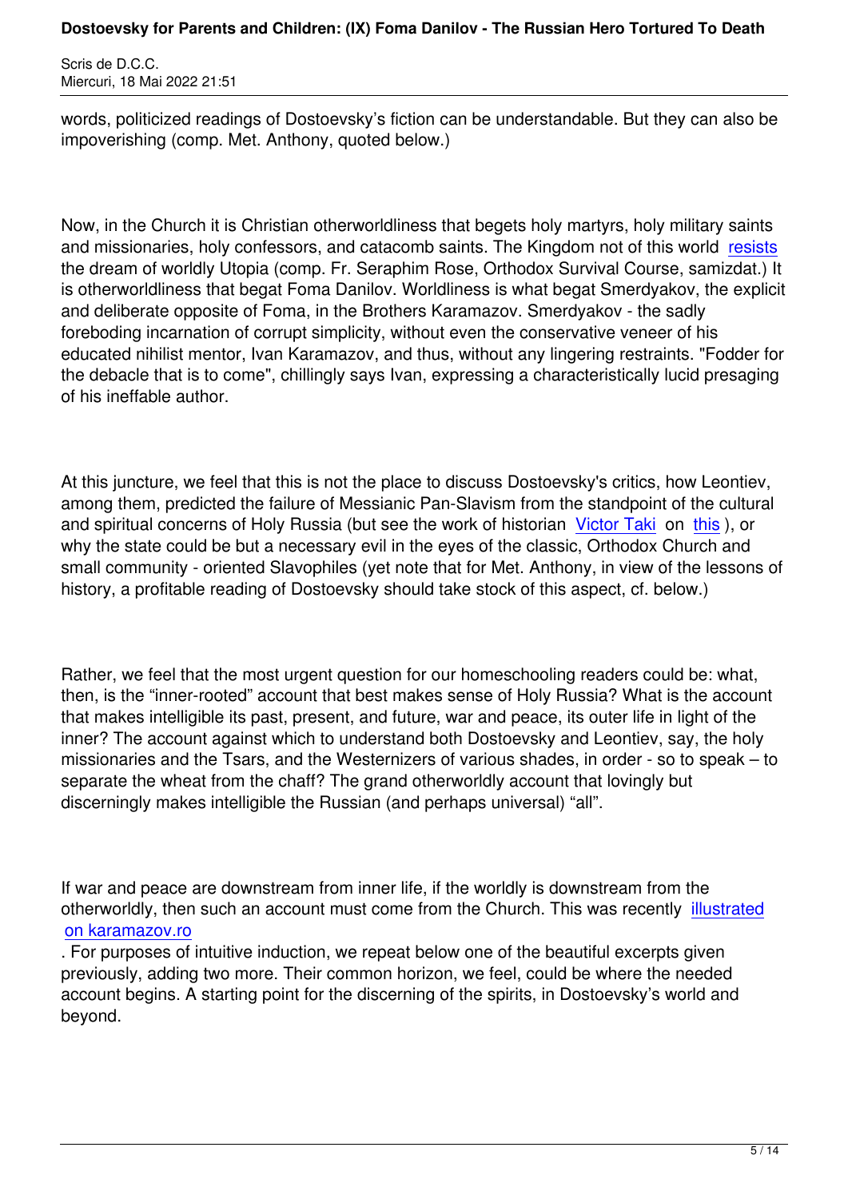words, politicized readings of Dostoevsky's fiction can be understandable. But they can also be impoverishing (comp. Met. Anthony, quoted below.)

Now, in the Church it is Christian otherworldliness that begets holy martyrs, holy military saints and missionaries, holy confessors, and catacomb saints. The Kingdom not of this world resists the dream of worldly Utopia (comp. Fr. Seraphim Rose, Orthodox Survival Course, samizdat.) It is otherworldliness that begat Foma Danilov. Worldliness is what begat Smerdyakov, the explicit and deliberate opposite of Foma, in the Brothers Karamazov. Smerdyakov - the sadly foreboding incarnation of corrupt simplicity, without even the conservative veneer of his educated nihilist mentor, Ivan Karamazov, and thus, without any lingering restraints. "Fodder for the debacle that is to come", chillingly says Ivan, expressing a characteristically lucid presaging of his ineffable author.

At this juncture, we feel that this is not the place to discuss Dostoevsky's critics, how Leontiev, among them, predicted the failure of Messianic Pan-Slavism from the standpoint of the cultural and spiritual concerns of Holy Russia (but see the work of historian Victor Taki on this ), or why the state could be but a necessary evil in the eyes of the classic, Orthodox Church and small community - oriented Slavophiles (yet note that for Met. Anthony, in view of the lessons of history, a profitable reading of Dostoevsky should take stock of this aspect, cf. below.)

Rather, we feel that the most urgent question for our homeschooling readers could be: what, then, is the "inner-rooted" account that best makes sense of Holy Russia? What is the account that makes intelligible its past, present, and future, war and peace, its outer life in light of the inner? The account against which to understand both Dostoevsky and Leontiev, say, the holy missionaries and the Tsars, and the Westernizers of various shades, in order - so to speak – to separate the wheat from the chaff? The grand otherworldly account that lovingly but discerningly makes intelligible the Russian (and perhaps universal) "all".

If war and peace are downstream from inner life, if the worldly is downstream from the otherworldly, then such an account must come from the Church. This was recently illustrated on karamazov.ro . For purposes of intuitive induction, we repeat below one of the beautiful excerpts given previously, adding two more. Their common horizon, we feel, could be where the needed account begins. A starting point for the discerning of the spirits, in Dostoevsky's world and beyond.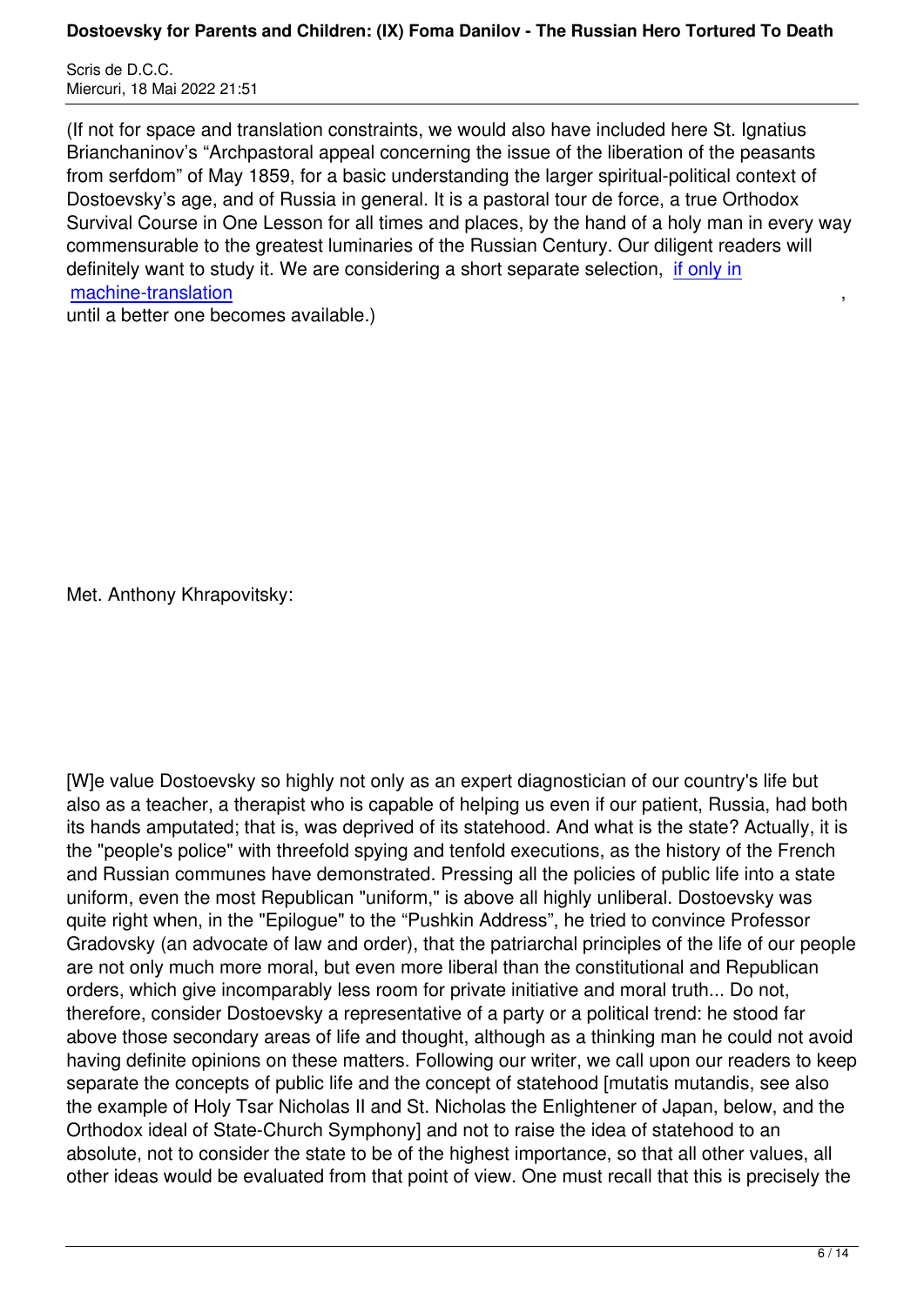(If not for space and translation constraints, we would also have included here St. Ignatius Brianchaninov's "Archpastoral appeal concerning the issue of the liberation of the peasants from serfdom" of May 1859, for a basic understanding the larger spiritual-political context of Dostoevsky's age, and of Russia in general. It is a pastoral tour de force, a true Orthodox Survival Course in One Lesson for all times and places, by the hand of a holy man in every way commensurable to the greatest luminaries of the Russian Century. Our diligent readers will definitely want to study it. We are considering a short separate selection, if only in machine-translation, until a better one becomes available.)

Met. Anthony Khrapovitsky:

[W]e value Dostoevsky so highly not only as an expert diagnostician of our country's life but also as a teacher, a therapist who is capable of helping us even if our patient, Russia, had both its hands amputated; that is, was deprived of its statehood. And what is the state? Actually, it is the "people's police" with threefold spying and tenfold executions, as the history of the French and Russian communes have demonstrated. Pressing all the policies of public life into a state uniform, even the most Republican "uniform," is above all highly unliberal. Dostoevsky was quite right when, in the "Epilogue" to the "Pushkin Address", he tried to convince Professor Gradovsky (an advocate of law and order), that the patriarchal principles of the life of our people are not only much more moral, but even more liberal than the constitutional and Republican orders, which give incomparably less room for private initiative and moral truth... Do not, therefore, consider Dostoevsky a representative of a party or a political trend: he stood far above those secondary areas of life and thought, although as a thinking man he could not avoid having definite opinions on these matters. Following our writer, we call upon our readers to keep separate the concepts of public life and the concept of statehood [mutatis mutandis, see also the example of Holy Tsar Nicholas II and St. Nicholas the Enlightener of Japan, below, and the Orthodox ideal of State-Church Symphony] and not to raise the idea of statehood to an absolute, not to consider the state to be of the highest importance, so that all other values, all other ideas would be evaluated from that point of view. One must recall that this is precisely the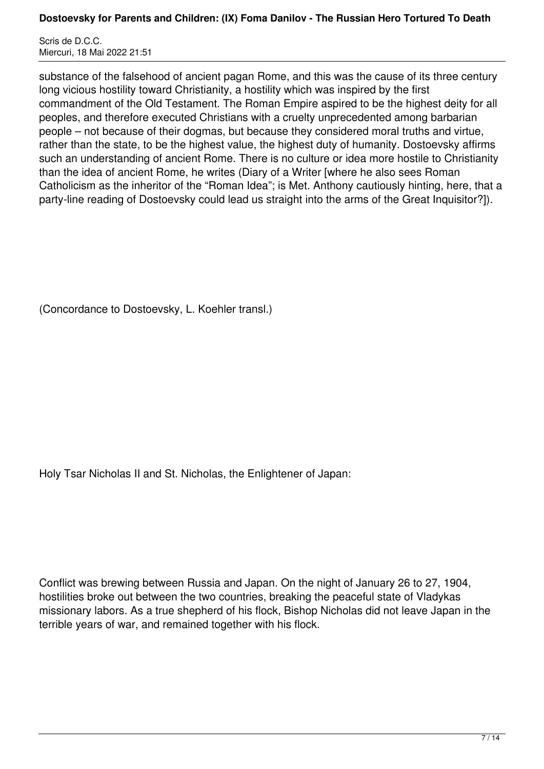substance of the falsehood of ancient pagan Rome, and this was the cause of its three century long vicious hostility toward Christianity, a hostility which was inspired by the first commandment of the Old Testament. The Roman Empire aspired to be the highest deity for all peoples, and therefore executed Christians with a cruelty unprecedented among barbarian people – not because of their dogmas, but because they considered moral truths and virtue, rather than the state, to be the highest value, the highest duty of humanity. Dostoevsky affirms such an understanding of ancient Rome. There is no culture or idea more hostile to Christianity than the idea of ancient Rome, he writes (Diary of a Writer [where he also sees Roman Catholicism as the inheritor of the "Roman Idea"; is Met. Anthony cautiously hinting, here, that a party-line reading of Dostoevsky could lead us straight into the arms of the Great Inquisitor?]).

(Concordance to Dostoevsky, L. Koehler transl.)

Holy Tsar Nicholas II and St. Nicholas, the Enlightener of Japan:

Conflict was brewing between Russia and Japan. On the night of January 26 to 27, 1904, hostilities broke out between the two countries, breaking the peaceful state of Vladykas missionary labors. As a true shepherd of his flock, Bishop Nicholas did not leave Japan in the terrible years of war, and remained together with his flock.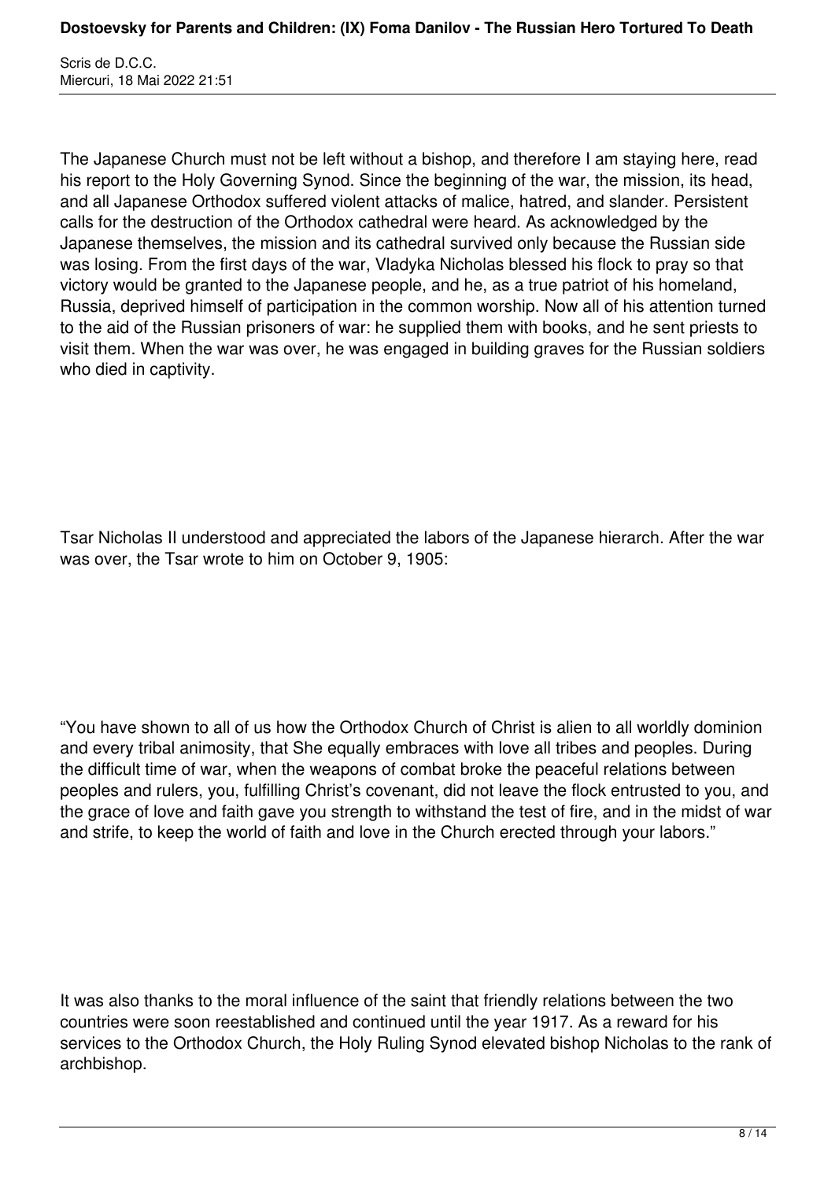The Japanese Church must not be left without a bishop, and therefore I am staying here, read his report to the Holy Governing Synod. Since the beginning of the war, the mission, its head, and all Japanese Orthodox suffered violent attacks of malice, hatred, and slander. Persistent calls for the destruction of the Orthodox cathedral were heard. As acknowledged by the Japanese themselves, the mission and its cathedral survived only because the Russian side was losing. From the first days of the war, Vladyka Nicholas blessed his flock to pray so that victory would be granted to the Japanese people, and he, as a true patriot of his homeland, Russia, deprived himself of participation in the common worship. Now all of his attention turned to the aid of the Russian prisoners of war: he supplied them with books, and he sent priests to visit them. When the war was over, he was engaged in building graves for the Russian soldiers who died in captivity.

Tsar Nicholas II understood and appreciated the labors of the Japanese hierarch. After the war was over, the Tsar wrote to him on October 9, 1905:

"You have shown to all of us how the Orthodox Church of Christ is alien to all worldly dominion and every tribal animosity, that She equally embraces with love all tribes and peoples. During the difficult time of war, when the weapons of combat broke the peaceful relations between peoples and rulers, you, fulfilling Christ's covenant, did not leave the flock entrusted to you, and the grace of love and faith gave you strength to withstand the test of fire, and in the midst of war and strife, to keep the world of faith and love in the Church erected through your labors."

It was also thanks to the moral influence of the saint that friendly relations between the two countries were soon reestablished and continued until the year 1917. As a reward for his services to the Orthodox Church, the Holy Ruling Synod elevated bishop Nicholas to the rank of archbishop.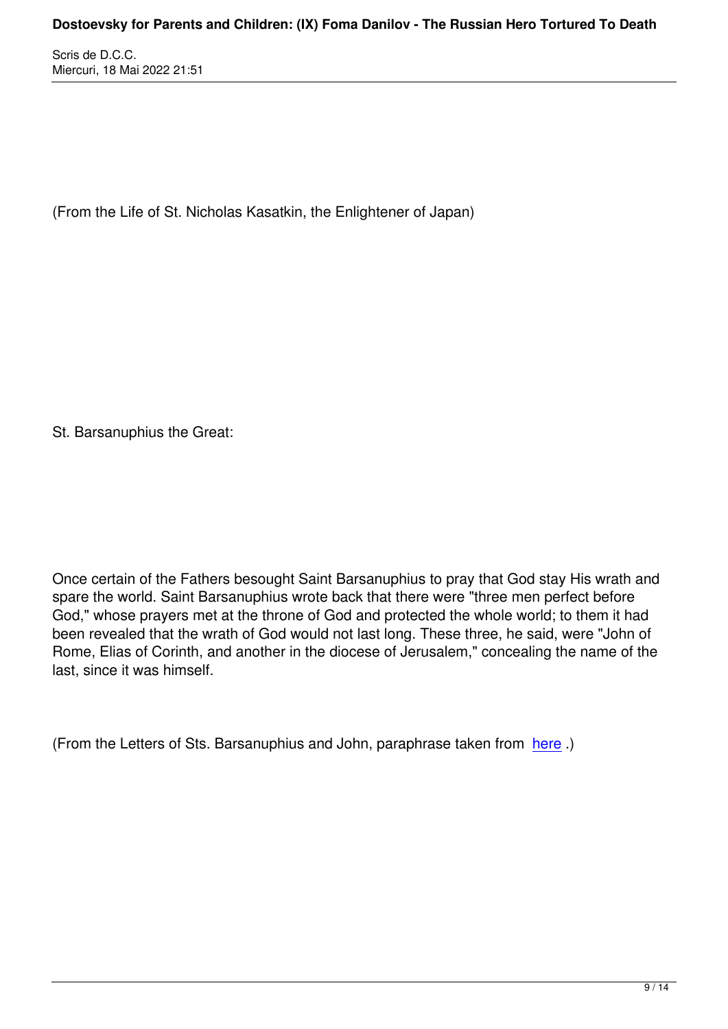(From the Life of St. Nicholas Kasatkin, the Enlightener of Japan)

St. Barsanuphius the Great:

Once certain of the Fathers besought Saint Barsanuphius to pray that God stay His wrath and spare the world. Saint Barsanuphius wrote back that there were "three men perfect before God," whose prayers met at the throne of God and protected the whole world; to them it had been revealed that the wrath of God would not last long. These three, he said, were "John of Rome, Elias of Corinth, and another in the diocese of Jerusalem," concealing the name of the last, since it was himself.

(From the Letters of Sts. Barsanuphius and John, paraphrase taken from here .)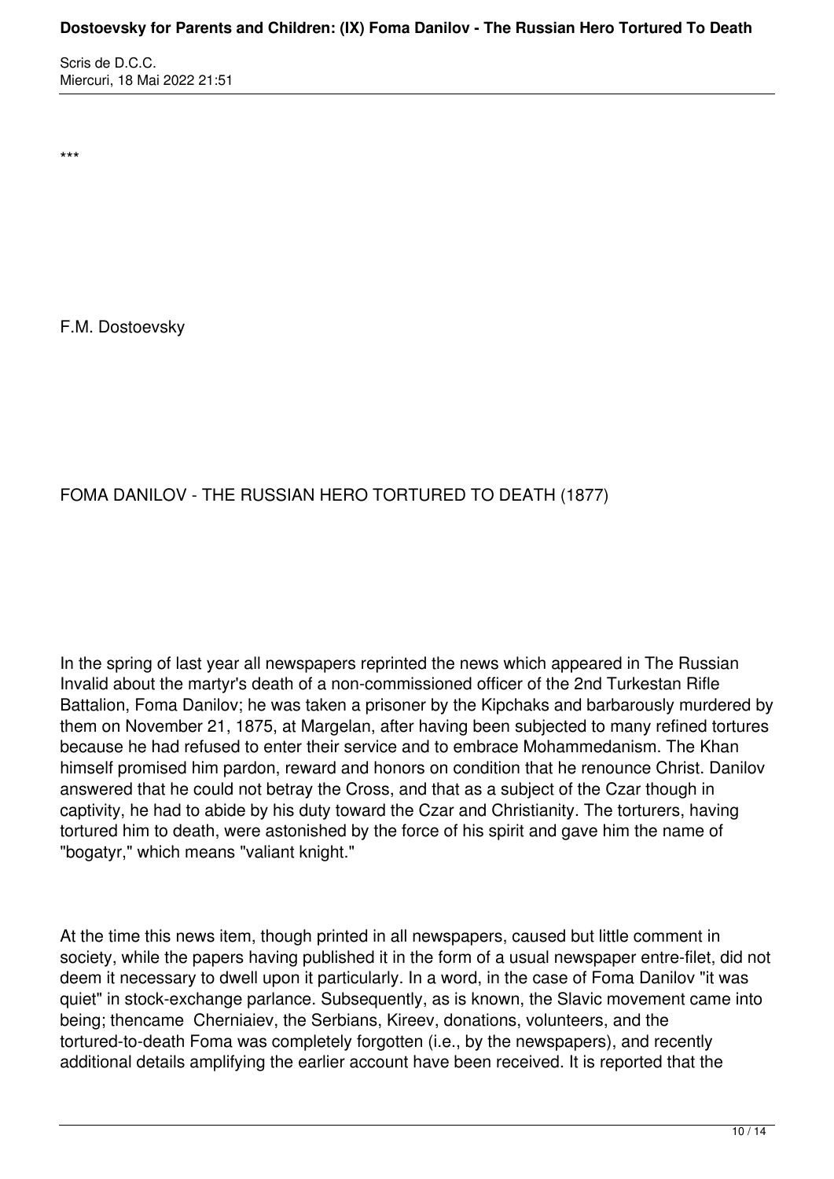***

F.M. Dostoevsky

## FOMA DANILOV - THE RUSSIAN HERO TORTURED TO DEATH (1877)

In the spring of last year all newspapers reprinted the news which appeared in The Russian Invalid about the martyr's death of a non-commissioned officer of the 2nd Turkestan Rifle Battalion, Foma Danilov; he was taken a prisoner by the Kipchaks and barbarously murdered by them on November 21, 1875, at Margelan, after having been subjected to many refined tortures because he had refused to enter their service and to embrace Mohammedanism. The Khan himself promised him pardon, reward and honors on condition that he renounce Christ. Danilov answered that he could not betray the Cross, and that as a subject of the Czar though in captivity, he had to abide by his duty toward the Czar and Christianity. The torturers, having tortured him to death, were astonished by the force of his spirit and gave him the name of "bogatyr," which means "valiant knight."

At the time this news item, though printed in all newspapers, caused but little comment in society, while the papers having published it in the form of a usual newspaper entre-filet, did not deem it necessary to dwell upon it particularly. In a word, in the case of Foma Danilov "it was quiet" in stock-exchange parlance. Subsequently, as is known, the Slavic movement came into being; thencame  Cherniaiev, the Serbians, Kireev, donations, volunteers, and the tortured-to-death Foma was completely forgotten (i.e., by the newspapers), and recently additional details amplifying the earlier account have been received. It is reported that the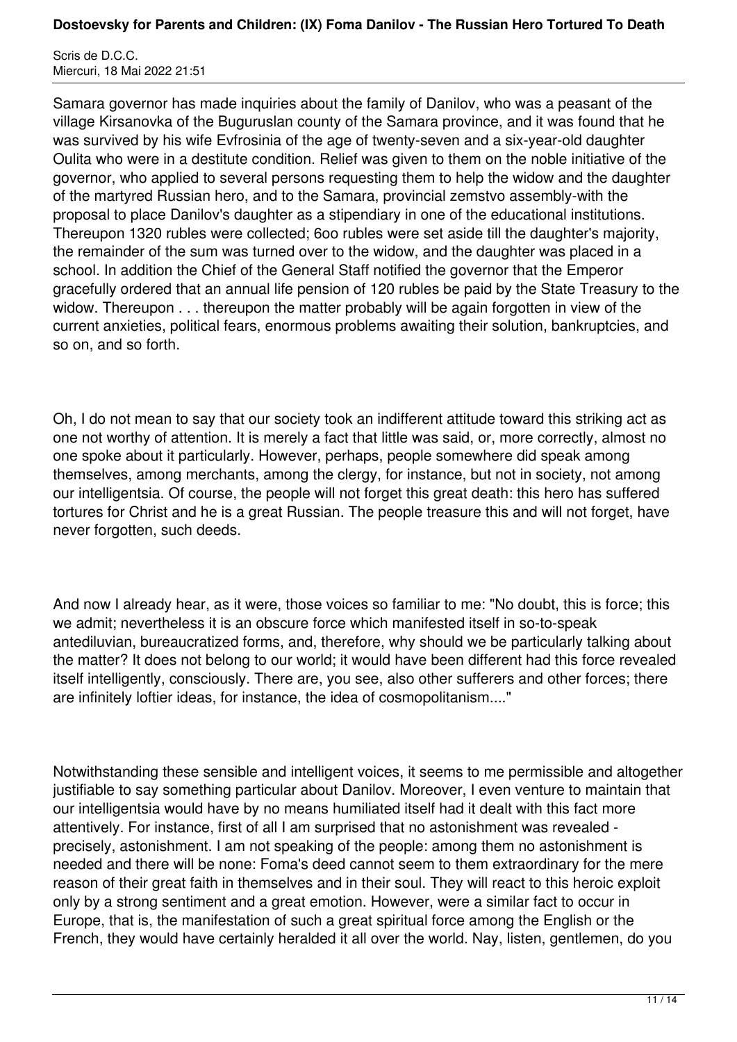Samara governor has made inquiries about the family of Danilov, who was a peasant of the village Kirsanovka of the Buguruslan county of the Samara province, and it was found that he was survived by his wife Evfrosinia of the age of twenty-seven and a six-year-old daughter Oulita who were in a destitute condition. Relief was given to them on the noble initiative of the governor, who applied to several persons requesting them to help the widow and the daughter of the martyred Russian hero, and to the Samara, provincial zemstvo assembly-with the proposal to place Danilov's daughter as a stipendiary in one of the educational institutions. Thereupon 1320 rubles were collected; 6oo rubles were set aside till the daughter's majority, the remainder of the sum was turned over to the widow, and the daughter was placed in a school. In addition the Chief of the General Staff notified the governor that the Emperor gracefully ordered that an annual life pension of 120 rubles be paid by the State Treasury to the widow. Thereupon . . . thereupon the matter probably will be again forgotten in view of the current anxieties, political fears, enormous problems awaiting their solution, bankruptcies, and so on, and so forth.

Oh, I do not mean to say that our society took an indifferent attitude toward this striking act as one not worthy of attention. It is merely a fact that little was said, or, more correctly, almost no one spoke about it particularly. However, perhaps, people somewhere did speak among themselves, among merchants, among the clergy, for instance, but not in society, not among our intelligentsia. Of course, the people will not forget this great death: this hero has suffered tortures for Christ and he is a great Russian. The people treasure this and will not forget, have never forgotten, such deeds.

And now I already hear, as it were, those voices so familiar to me: "No doubt, this is force; this we admit; nevertheless it is an obscure force which manifested itself in so-to-speak antediluvian, bureaucratized forms, and, therefore, why should we be particularly talking about the matter? It does not belong to our world; it would have been different had this force revealed itself intelligently, consciously. There are, you see, also other sufferers and other forces; there are infinitely loftier ideas, for instance, the idea of cosmopolitanism...."

Notwithstanding these sensible and intelligent voices, it seems to me permissible and altogether justifiable to say something particular about Danilov. Moreover, I even venture to maintain that our intelligentsia would have by no means humiliated itself had it dealt with this fact more attentively. For instance, first of all I am surprised that no astonishment was revealed - precisely, astonishment. I am not speaking of the people: among them no astonishment is needed and there will be none: Foma's deed cannot seem to them extraordinary for the mere reason of their great faith in themselves and in their soul. They will react to this heroic exploit only by a strong sentiment and a great emotion. However, were a similar fact to occur in Europe, that is, the manifestation of such a great spiritual force among the English or the French, they would have certainly heralded it all over the world. Nay, listen, gentlemen, do you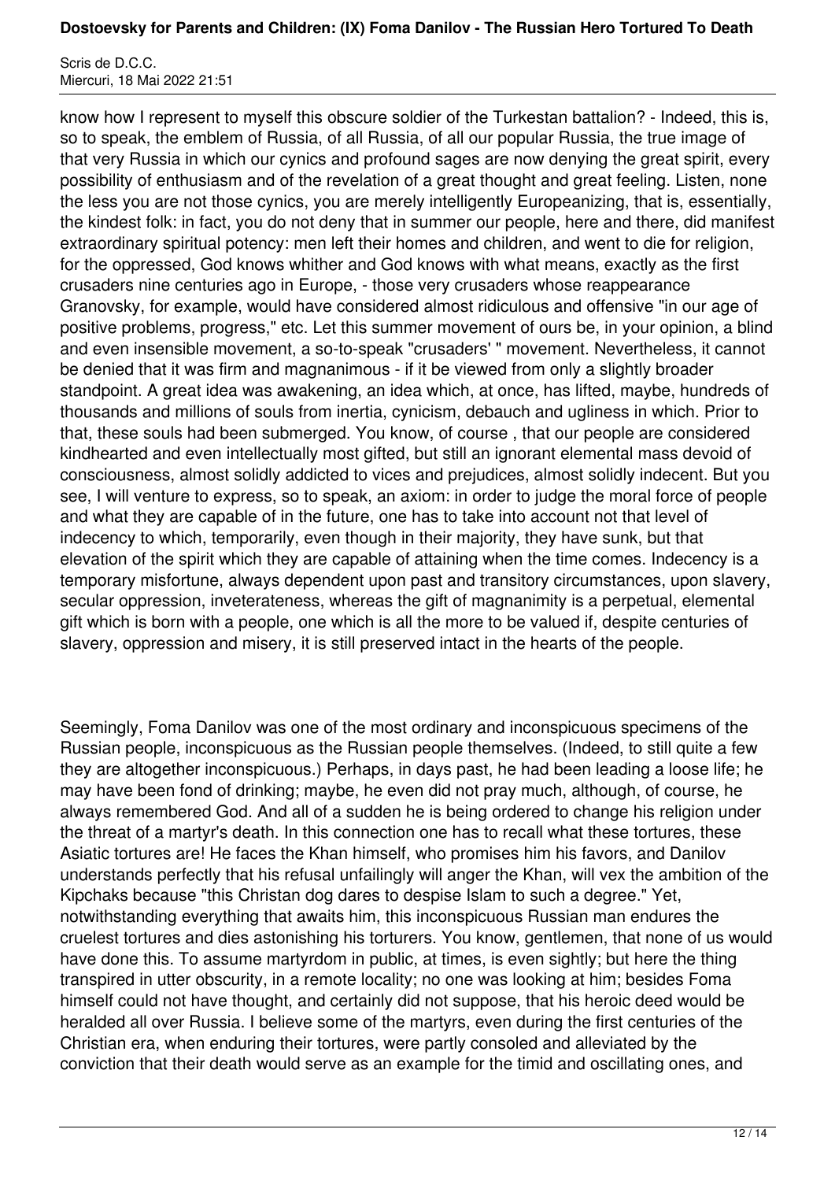know how I represent to myself this obscure soldier of the Turkestan battalion? - Indeed, this is, so to speak, the emblem of Russia, of all Russia, of all our popular Russia, the true image of that very Russia in which our cynics and profound sages are now denying the great spirit, every possibility of enthusiasm and of the revelation of a great thought and great feeling. Listen, none the less you are not those cynics, you are merely intelligently Europeanizing, that is, essentially, the kindest folk: in fact, you do not deny that in summer our people, here and there, did manifest extraordinary spiritual potency: men left their homes and children, and went to die for religion, for the oppressed, God knows whither and God knows with what means, exactly as the first crusaders nine centuries ago in Europe, - those very crusaders whose reappearance Granovsky, for example, would have considered almost ridiculous and offensive "in our age of positive problems, progress," etc. Let this summer movement of ours be, in your opinion, a blind and even insensible movement, a so-to-speak "crusaders' " movement. Nevertheless, it cannot be denied that it was firm and magnanimous - if it be viewed from only a slightly broader standpoint. A great idea was awakening, an idea which, at once, has lifted, maybe, hundreds of thousands and millions of souls from inertia, cynicism, debauch and ugliness in which. Prior to that, these souls had been submerged. You know, of course , that our people are considered kindhearted and even intellectually most gifted, but still an ignorant elemental mass devoid of consciousness, almost solidly addicted to vices and prejudices, almost solidly indecent. But you see, I will venture to express, so to speak, an axiom: in order to judge the moral force of people and what they are capable of in the future, one has to take into account not that level of indecency to which, temporarily, even though in their majority, they have sunk, but that elevation of the spirit which they are capable of attaining when the time comes. Indecency is a temporary misfortune, always dependent upon past and transitory circumstances, upon slavery, secular oppression, inveterateness, whereas the gift of magnanimity is a perpetual, elemental gift which is born with a people, one which is all the more to be valued if, despite centuries of slavery, oppression and misery, it is still preserved intact in the hearts of the people.

Seemingly, Foma Danilov was one of the most ordinary and inconspicuous specimens of the Russian people, inconspicuous as the Russian people themselves. (Indeed, to still quite a few they are altogether inconspicuous.) Perhaps, in days past, he had been leading a loose life; he may have been fond of drinking; maybe, he even did not pray much, although, of course, he always remembered God. And all of a sudden he is being ordered to change his religion under the threat of a martyr's death. In this connection one has to recall what these tortures, these Asiatic tortures are! He faces the Khan himself, who promises him his favors, and Danilov understands perfectly that his refusal unfailingly will anger the Khan, will vex the ambition of the Kipchaks because "this Christan dog dares to despise Islam to such a degree." Yet, notwithstanding everything that awaits him, this inconspicuous Russian man endures the cruelest tortures and dies astonishing his torturers. You know, gentlemen, that none of us would have done this. To assume martyrdom in public, at times, is even sightly; but here the thing transpired in utter obscurity, in a remote locality; no one was looking at him; besides Foma himself could not have thought, and certainly did not suppose, that his heroic deed would be heralded all over Russia. I believe some of the martyrs, even during the first centuries of the Christian era, when enduring their tortures, were partly consoled and alleviated by the conviction that their death would serve as an example for the timid and oscillating ones, and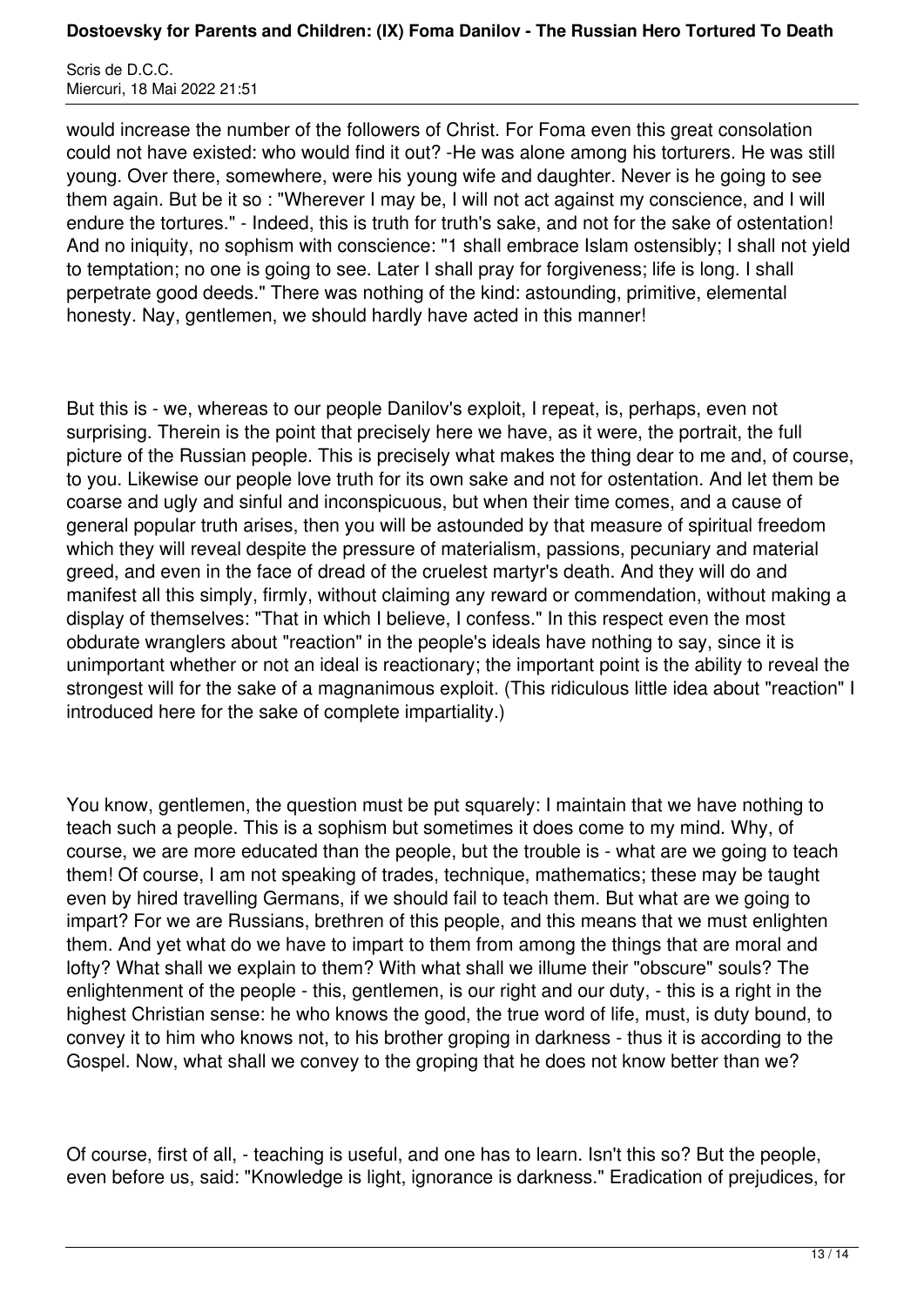would increase the number of the followers of Christ. For Foma even this great consolation could not have existed: who would find it out? -He was alone among his torturers. He was still young. Over there, somewhere, were his young wife and daughter. Never is he going to see them again. But be it so : "Wherever I may be, I will not act against my conscience, and I will endure the tortures." - Indeed, this is truth for truth's sake, and not for the sake of ostentation! And no iniquity, no sophism with conscience: "1 shall embrace Islam ostensibly; I shall not yield to temptation; no one is going to see. Later I shall pray for forgiveness; life is long. I shall perpetrate good deeds." There was nothing of the kind: astounding, primitive, elemental honesty. Nay, gentlemen, we should hardly have acted in this manner!

But this is - we, whereas to our people Danilov's exploit, I repeat, is, perhaps, even not surprising. Therein is the point that precisely here we have, as it were, the portrait, the full picture of the Russian people. This is precisely what makes the thing dear to me and, of course, to you. Likewise our people love truth for its own sake and not for ostentation. And let them be coarse and ugly and sinful and inconspicuous, but when their time comes, and a cause of general popular truth arises, then you will be astounded by that measure of spiritual freedom which they will reveal despite the pressure of materialism, passions, pecuniary and material greed, and even in the face of dread of the cruelest martyr's death. And they will do and manifest all this simply, firmly, without claiming any reward or commendation, without making a display of themselves: "That in which I believe, I confess." In this respect even the most obdurate wranglers about "reaction" in the people's ideals have nothing to say, since it is unimportant whether or not an ideal is reactionary; the important point is the ability to reveal the strongest will for the sake of a magnanimous exploit. (This ridiculous little idea about "reaction" I introduced here for the sake of complete impartiality.)

You know, gentlemen, the question must be put squarely: I maintain that we have nothing to teach such a people. This is a sophism but sometimes it does come to my mind. Why, of course, we are more educated than the people, but the trouble is - what are we going to teach them! Of course, I am not speaking of trades, technique, mathematics; these may be taught even by hired travelling Germans, if we should fail to teach them. But what are we going to impart? For we are Russians, brethren of this people, and this means that we must enlighten them. And yet what do we have to impart to them from among the things that are moral and lofty? What shall we explain to them? With what shall we illume their "obscure" souls? The enlightenment of the people - this, gentlemen, is our right and our duty, - this is a right in the highest Christian sense: he who knows the good, the true word of life, must, is duty bound, to convey it to him who knows not, to his brother groping in darkness - thus it is according to the Gospel. Now, what shall we convey to the groping that he does not know better than we?

Of course, first of all, - teaching is useful, and one has to learn. Isn't this so? But the people, even before us, said: "Knowledge is light, ignorance is darkness." Eradication of prejudices, for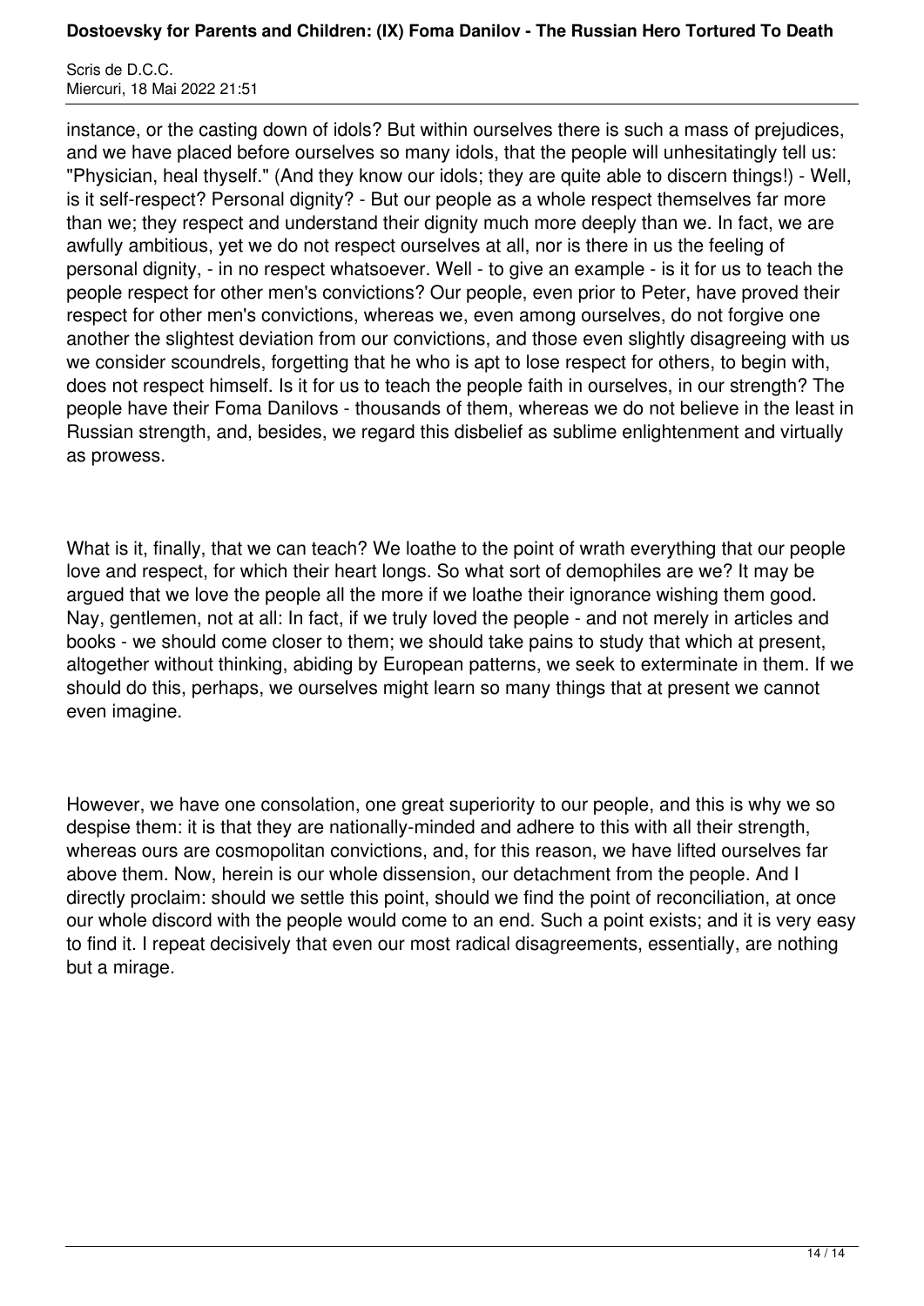instance, or the casting down of idols? But within ourselves there is such a mass of prejudices, and we have placed before ourselves so many idols, that the people will unhesitatingly tell us: "Physician, heal thyself." (And they know our idols; they are quite able to discern things!) - Well, is it self-respect? Personal dignity? - But our people as a whole respect themselves far more than we; they respect and understand their dignity much more deeply than we. In fact, we are awfully ambitious, yet we do not respect ourselves at all, nor is there in us the feeling of personal dignity, - in no respect whatsoever. Well - to give an example - is it for us to teach the people respect for other men's convictions? Our people, even prior to Peter, have proved their respect for other men's convictions, whereas we, even among ourselves, do not forgive one another the slightest deviation from our convictions, and those even slightly disagreeing with us we consider scoundrels, forgetting that he who is apt to lose respect for others, to begin with, does not respect himself. Is it for us to teach the people faith in ourselves, in our strength? The people have their Foma Danilovs - thousands of them, whereas we do not believe in the least in Russian strength, and, besides, we regard this disbelief as sublime enlightenment and virtually as prowess.

What is it, finally, that we can teach? We loathe to the point of wrath everything that our people love and respect, for which their heart longs. So what sort of demophiles are we? It may be argued that we love the people all the more if we loathe their ignorance wishing them good. Nay, gentlemen, not at all: In fact, if we truly loved the people - and not merely in articles and books - we should come closer to them; we should take pains to study that which at present, altogether without thinking, abiding by European patterns, we seek to exterminate in them. If we should do this, perhaps, we ourselves might learn so many things that at present we cannot even imagine.

However, we have one consolation, one great superiority to our people, and this is why we so despise them: it is that they are nationally-minded and adhere to this with all their strength, whereas ours are cosmopolitan convictions, and, for this reason, we have lifted ourselves far above them. Now, herein is our whole dissension, our detachment from the people. And I directly proclaim: should we settle this point, should we find the point of reconciliation, at once our whole discord with the people would come to an end. Such a point exists; and it is very easy to find it. I repeat decisively that even our most radical disagreements, essentially, are nothing but a mirage.